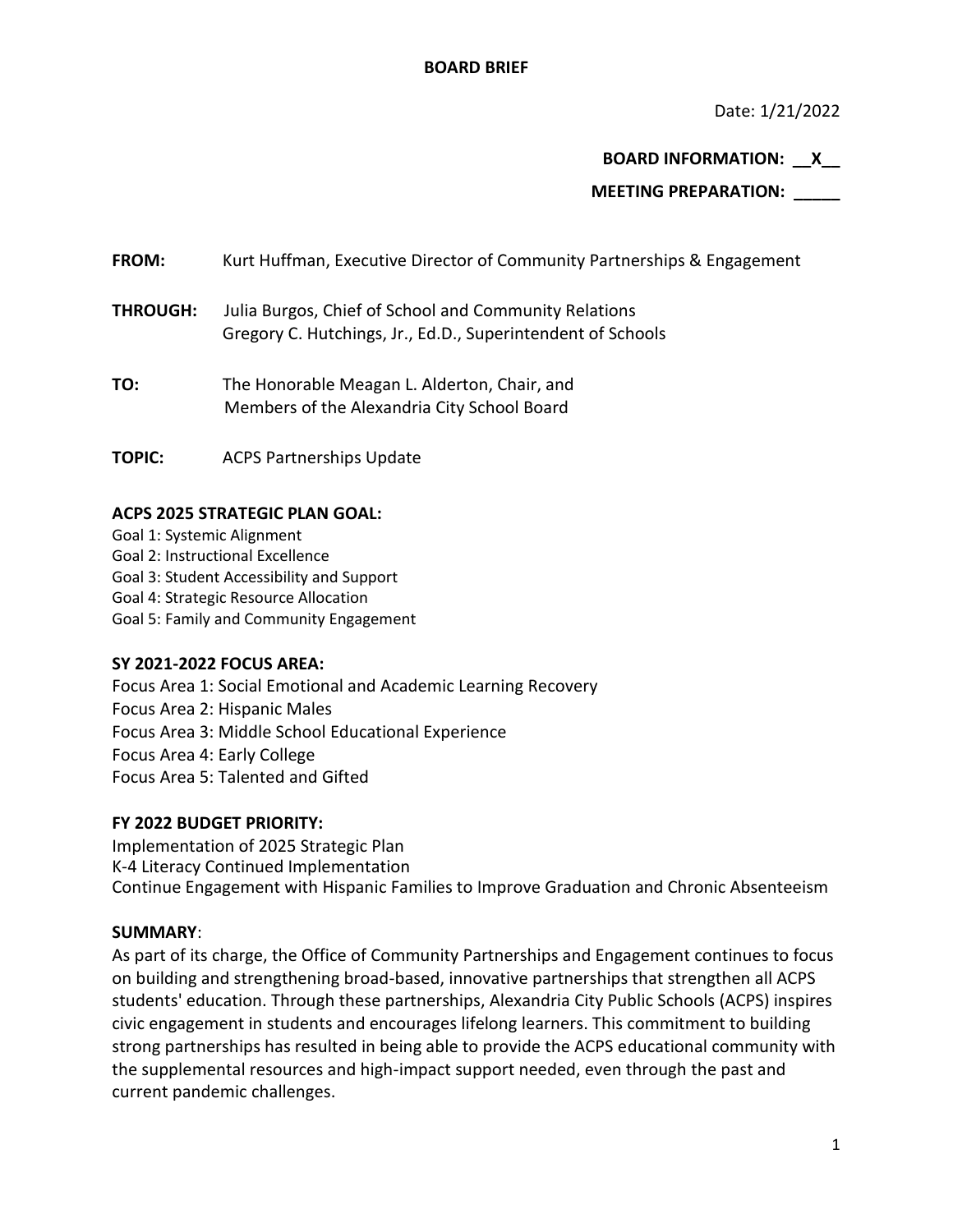# BOARD BRIEF

Date: 1/21/2022

**BOARD INFORMATION: \_\_X\_\_**

**MEETING PREPARATION: \_\_\_\_\_**

**FROM:** Kurt Huffman, Executive Director of Community Partnerships & Engagement

**THROUGH:** Julia Burgos, Chief of School and Community Relations
Gregory C. Hutchings, Jr., Ed.D., Superintendent of Schools

**TO:** The Honorable Meagan L. Alderton, Chair, and
Members of the Alexandria City School Board

**TOPIC:** ACPS Partnerships Update

**ACPS 2025 STRATEGIC PLAN GOAL:**

Goal 1: Systemic Alignment
Goal 2: Instructional Excellence
Goal 3: Student Accessibility and Support
Goal 4: Strategic Resource Allocation
Goal 5: Family and Community Engagement

**SY 2021-2022 FOCUS AREA:**

Focus Area 1: Social Emotional and Academic Learning Recovery
Focus Area 2: Hispanic Males
Focus Area 3: Middle School Educational Experience
Focus Area 4: Early College
Focus Area 5: Talented and Gifted

**FY 2022 BUDGET PRIORITY:**

Implementation of 2025 Strategic Plan
K-4 Literacy Continued Implementation
Continue Engagement with Hispanic Families to Improve Graduation and Chronic Absenteeism

**SUMMARY**:

As part of its charge, the Office of Community Partnerships and Engagement continues to focus on building and strengthening broad-based, innovative partnerships that strengthen all ACPS students' education. Through these partnerships, Alexandria City Public Schools (ACPS) inspires civic engagement in students and encourages lifelong learners. This commitment to building strong partnerships has resulted in being able to provide the ACPS educational community with the supplemental resources and high-impact support needed, even through the past and current pandemic challenges.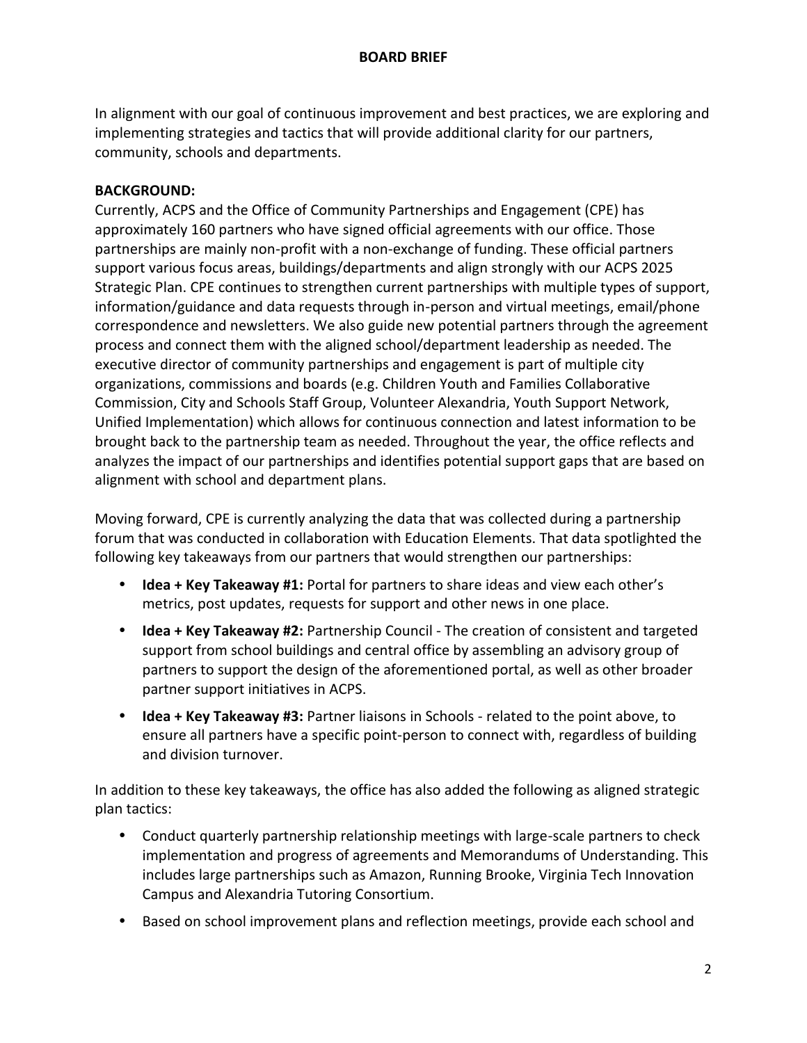# BOARD BRIEF

In alignment with our goal of continuous improvement and best practices, we are exploring and implementing strategies and tactics that will provide additional clarity for our partners, community, schools and departments.

**BACKGROUND:**
Currently, ACPS and the Office of Community Partnerships and Engagement (CPE) has approximately 160 partners who have signed official agreements with our office. Those partnerships are mainly non-profit with a non-exchange of funding. These official partners support various focus areas, buildings/departments and align strongly with our ACPS 2025 Strategic Plan. CPE continues to strengthen current partnerships with multiple types of support, information/guidance and data requests through in-person and virtual meetings, email/phone correspondence and newsletters. We also guide new potential partners through the agreement process and connect them with the aligned school/department leadership as needed. The executive director of community partnerships and engagement is part of multiple city organizations, commissions and boards (e.g. Children Youth and Families Collaborative Commission, City and Schools Staff Group, Volunteer Alexandria, Youth Support Network, Unified Implementation) which allows for continuous connection and latest information to be brought back to the partnership team as needed. Throughout the year, the office reflects and analyzes the impact of our partnerships and identifies potential support gaps that are based on alignment with school and department plans.

Moving forward, CPE is currently analyzing the data that was collected during a partnership forum that was conducted in collaboration with Education Elements. That data spotlighted the following key takeaways from our partners that would strengthen our partnerships:

- **Idea + Key Takeaway #1:** Portal for partners to share ideas and view each other's metrics, post updates, requests for support and other news in one place.
- **Idea + Key Takeaway #2:** Partnership Council - The creation of consistent and targeted support from school buildings and central office by assembling an advisory group of partners to support the design of the aforementioned portal, as well as other broader partner support initiatives in ACPS.
- **Idea + Key Takeaway #3:** Partner liaisons in Schools - related to the point above, to ensure all partners have a specific point-person to connect with, regardless of building and division turnover.

In addition to these key takeaways, the office has also added the following as aligned strategic plan tactics:

- Conduct quarterly partnership relationship meetings with large-scale partners to check implementation and progress of agreements and Memorandums of Understanding. This includes large partnerships such as Amazon, Running Brooke, Virginia Tech Innovation Campus and Alexandria Tutoring Consortium.
- Based on school improvement plans and reflection meetings, provide each school and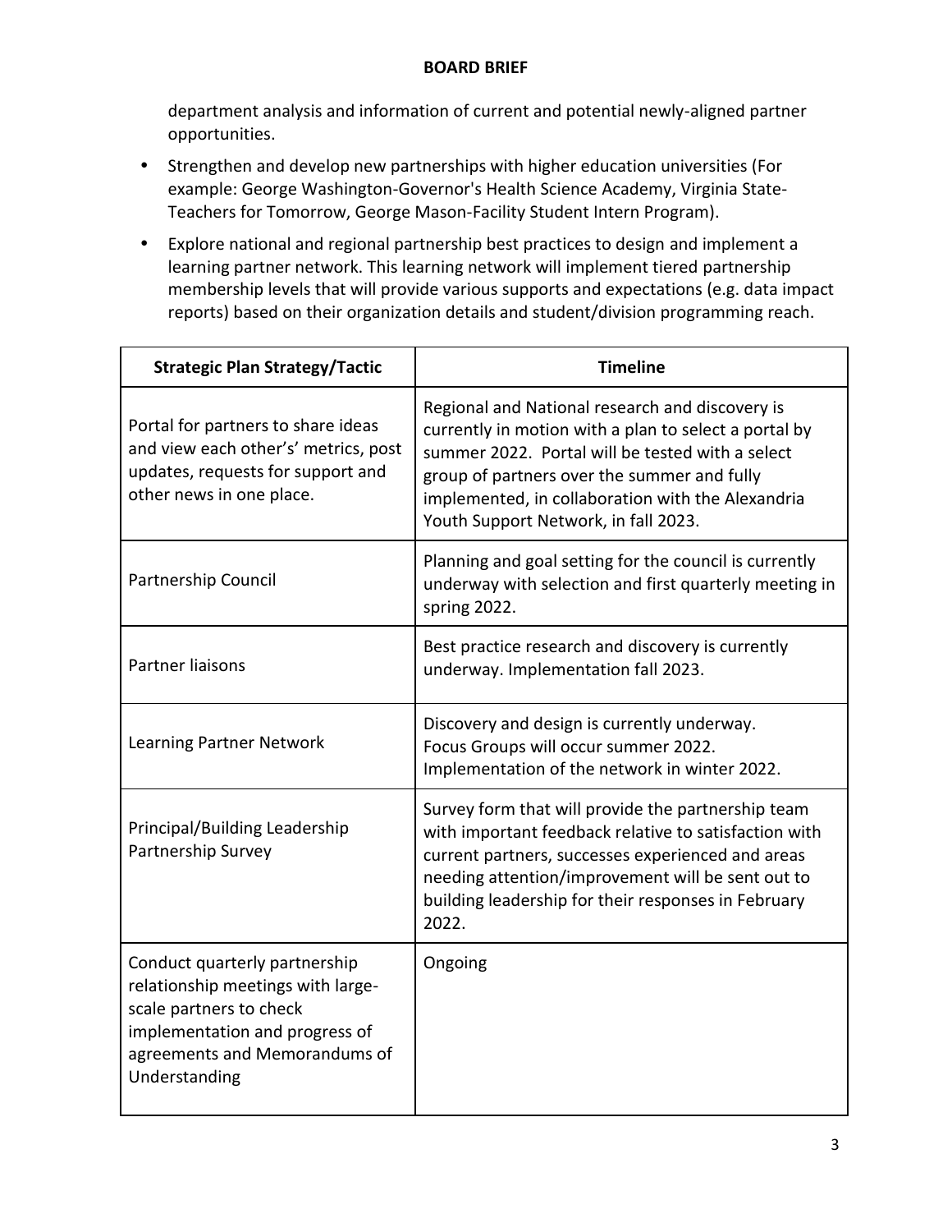department analysis and information of current and potential newly-aligned partner opportunities.

- Strengthen and develop new partnerships with higher education universities (For example: George Washington-Governor's Health Science Academy, Virginia State-Teachers for Tomorrow, George Mason-Facility Student Intern Program).
- Explore national and regional partnership best practices to design and implement a learning partner network. This learning network will implement tiered partnership membership levels that will provide various supports and expectations (e.g. data impact reports) based on their organization details and student/division programming reach.

| Strategic Plan Strategy/Tactic | Timeline |
|---|---|
| Portal for partners to share ideas and view each other's' metrics, post updates, requests for support and other news in one place. | Regional and National research and discovery is currently in motion with a plan to select a portal by summer 2022. Portal will be tested with a select group of partners over the summer and fully implemented, in collaboration with the Alexandria Youth Support Network, in fall 2023. |
| Partnership Council | Planning and goal setting for the council is currently underway with selection and first quarterly meeting in spring 2022. |
| Partner liaisons | Best practice research and discovery is currently underway. Implementation fall 2023. |
| Learning Partner Network | Discovery and design is currently underway. Focus Groups will occur summer 2022. Implementation of the network in winter 2022. |
| Principal/Building Leadership Partnership Survey | Survey form that will provide the partnership team with important feedback relative to satisfaction with current partners, successes experienced and areas needing attention/improvement will be sent out to building leadership for their responses in February 2022. |
| Conduct quarterly partnership relationship meetings with large-scale partners to check implementation and progress of agreements and Memorandums of Understanding | Ongoing |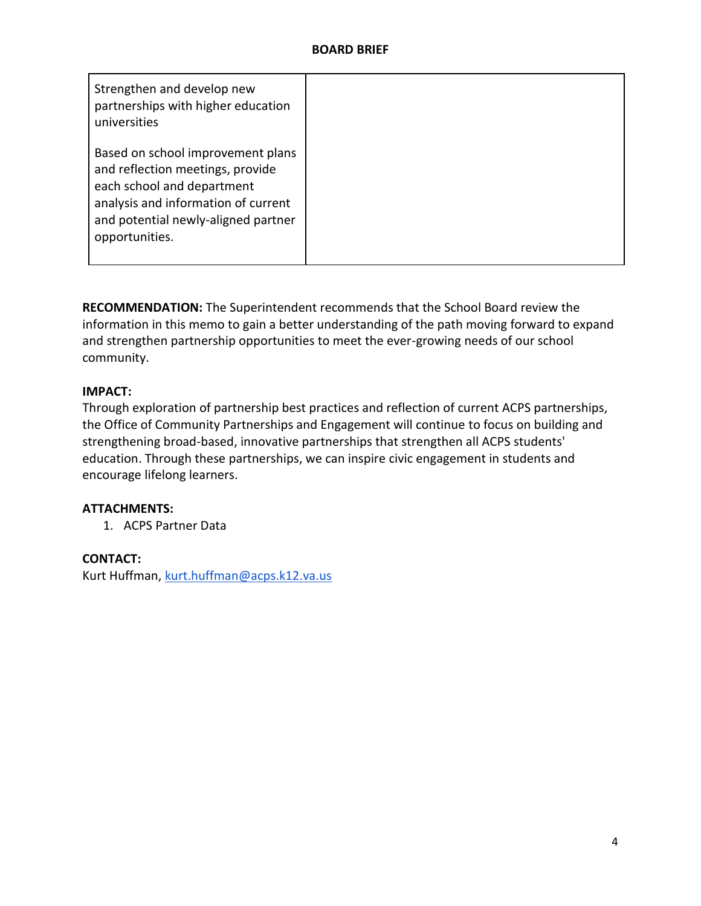| | |
|---|---|
| Strengthen and develop new partnerships with higher education universities<br><br>Based on school improvement plans and reflection meetings, provide each school and department analysis and information of current and potential newly-aligned partner opportunities. | |

**RECOMMENDATION:** The Superintendent recommends that the School Board review the information in this memo to gain a better understanding of the path moving forward to expand and strengthen partnership opportunities to meet the ever-growing needs of our school community.

**IMPACT:**
Through exploration of partnership best practices and reflection of current ACPS partnerships, the Office of Community Partnerships and Engagement will continue to focus on building and strengthening broad-based, innovative partnerships that strengthen all ACPS students' education. Through these partnerships, we can inspire civic engagement in students and encourage lifelong learners.

**ATTACHMENTS:**

1. ACPS Partner Data

**CONTACT:**
Kurt Huffman, kurt.huffman@acps.k12.va.us